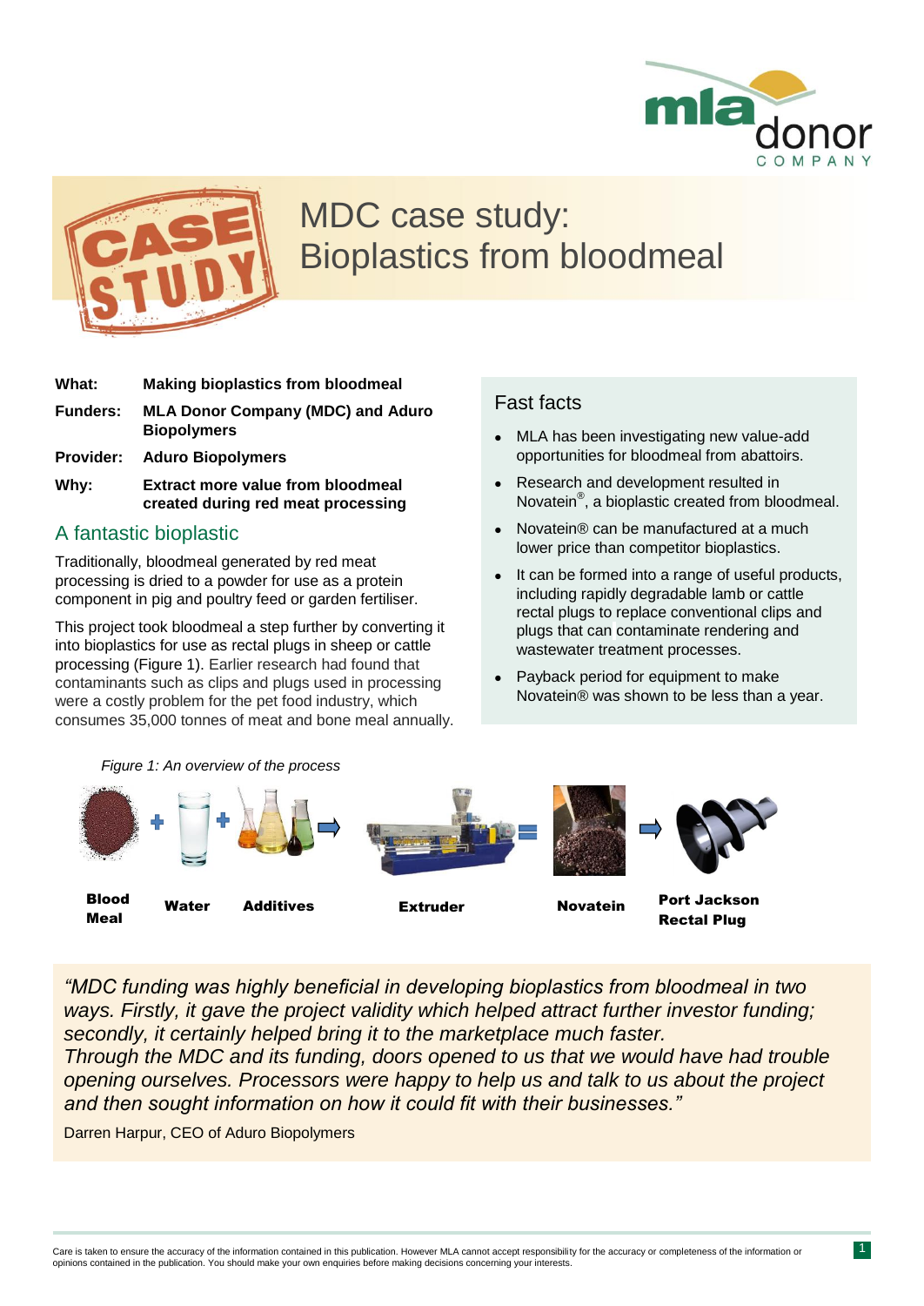# MDC case study: Bioplastics from bloodmeal

| | |
|---|---|
| **What:** | **Making bioplastics from bloodmeal** |
| **Funders:** | **MLA Donor Company (MDC) and Aduro Biopolymers** |
| **Provider:** | **Aduro Biopolymers** |
| **Why:** | **Extract more value from bloodmeal created during red meat processing** |

## A fantastic bioplastic

Traditionally, bloodmeal generated by red meat processing is dried to a powder for use as a protein component in pig and poultry feed or garden fertiliser.

This project took bloodmeal a step further by converting it into bioplastics for use as rectal plugs in sheep or cattle processing (Figure 1). Earlier research had found that contaminants such as clips and plugs used in processing were a costly problem for the pet food industry, which consumes 35,000 tonnes of meat and bone meal annually.

## Fast facts

- MLA has been investigating new value-add opportunities for bloodmeal from abattoirs.
- Research and development resulted in Novatein®, a bioplastic created from bloodmeal.
- Novatein® can be manufactured at a much lower price than competitor bioplastics.
- It can be formed into a range of useful products, including rapidly degradable lamb or cattle rectal plugs to replace conventional clips and plugs that can contaminate rendering and wastewater treatment processes.
- Payback period for equipment to make Novatein® was shown to be less than a year.

*Figure 1: An overview of the process*

**Blood Meal** + **Water** + **Additives** → **Extruder** = **Novatein** → **Port Jackson Rectal Plug**

*"MDC funding was highly beneficial in developing bioplastics from bloodmeal in two ways. Firstly, it gave the project validity which helped attract further investor funding; secondly, it certainly helped bring it to the marketplace much faster. Through the MDC and its funding, doors opened to us that we would have had trouble opening ourselves. Processors were happy to help us and talk to us about the project and then sought information on how it could fit with their businesses."*

Darren Harpur, CEO of Aduro Biopolymers

Care is taken to ensure the accuracy of the information contained in this publication. However MLA cannot accept responsibility for the accuracy or completeness of the information or opinions contained in the publication. You should make your own enquiries before making decisions concerning your interests.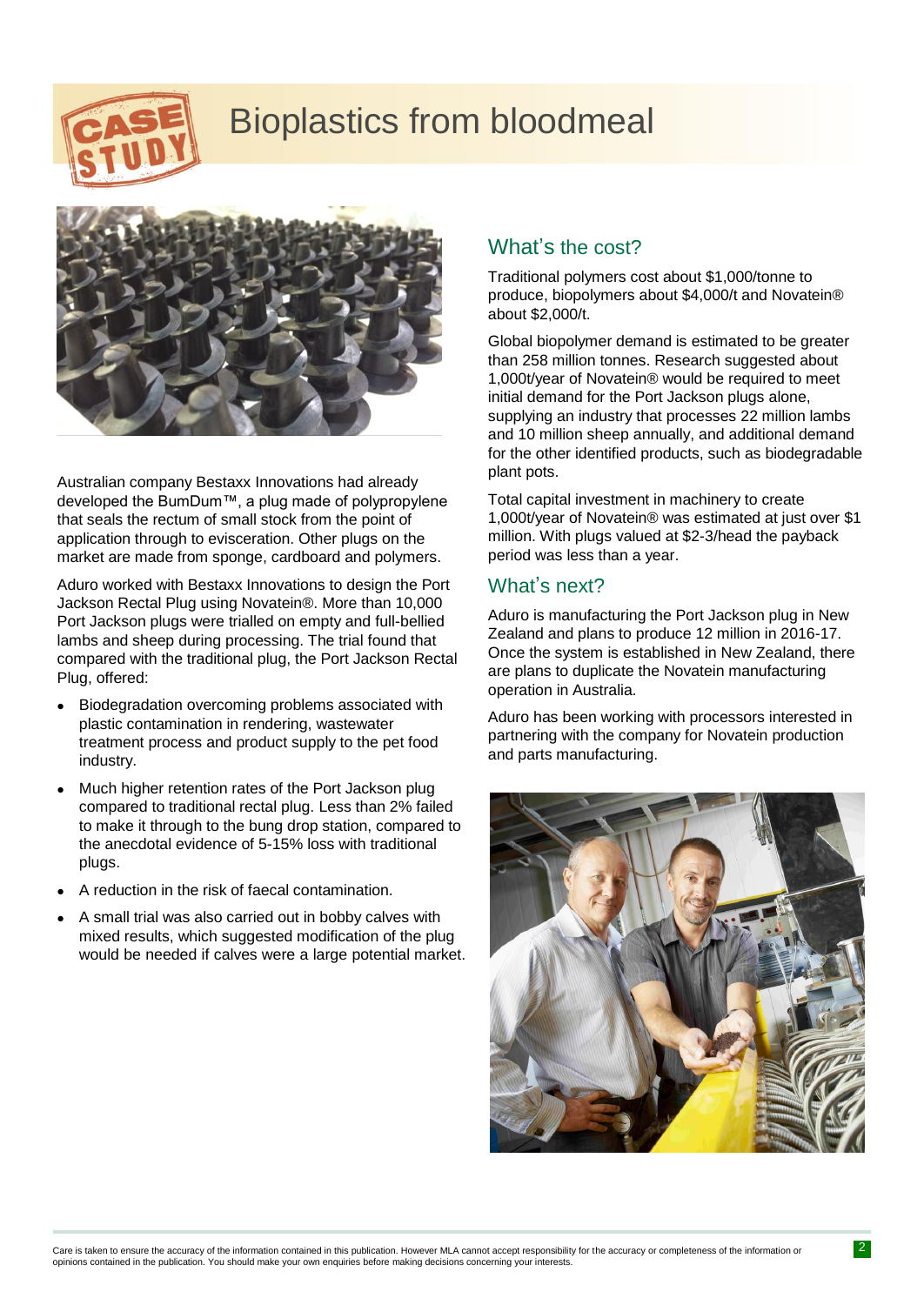# Bioplastics from bloodmeal

Australian company Bestaxx Innovations had already developed the BumDum™, a plug made of polypropylene that seals the rectum of small stock from the point of application through to evisceration. Other plugs on the market are made from sponge, cardboard and polymers.

Aduro worked with Bestaxx Innovations to design the Port Jackson Rectal Plug using Novatein®. More than 10,000 Port Jackson plugs were trialled on empty and full-bellied lambs and sheep during processing. The trial found that compared with the traditional plug, the Port Jackson Rectal Plug, offered:

- Biodegradation overcoming problems associated with plastic contamination in rendering, wastewater treatment process and product supply to the pet food industry.
- Much higher retention rates of the Port Jackson plug compared to traditional rectal plug. Less than 2% failed to make it through to the bung drop station, compared to the anecdotal evidence of 5-15% loss with traditional plugs.
- A reduction in the risk of faecal contamination.
- A small trial was also carried out in bobby calves with mixed results, which suggested modification of the plug would be needed if calves were a large potential market.

## What's the cost?

Traditional polymers cost about $1,000/tonne to produce, biopolymers about $4,000/t and Novatein® about $2,000/t.

Global biopolymer demand is estimated to be greater than 258 million tonnes. Research suggested about 1,000t/year of Novatein® would be required to meet initial demand for the Port Jackson plugs alone, supplying an industry that processes 22 million lambs and 10 million sheep annually, and additional demand for the other identified products, such as biodegradable plant pots.

Total capital investment in machinery to create 1,000t/year of Novatein® was estimated at just over $1 million. With plugs valued at $2-3/head the payback period was less than a year.

## What's next?

Aduro is manufacturing the Port Jackson plug in New Zealand and plans to produce 12 million in 2016-17. Once the system is established in New Zealand, there are plans to duplicate the Novatein manufacturing operation in Australia.

Aduro has been working with processors interested in partnering with the company for Novatein production and parts manufacturing.

Care is taken to ensure the accuracy of the information contained in this publication. However MLA cannot accept responsibility for the accuracy or completeness of the information or opinions contained in the publication. You should make your own enquiries before making decisions concerning your interests.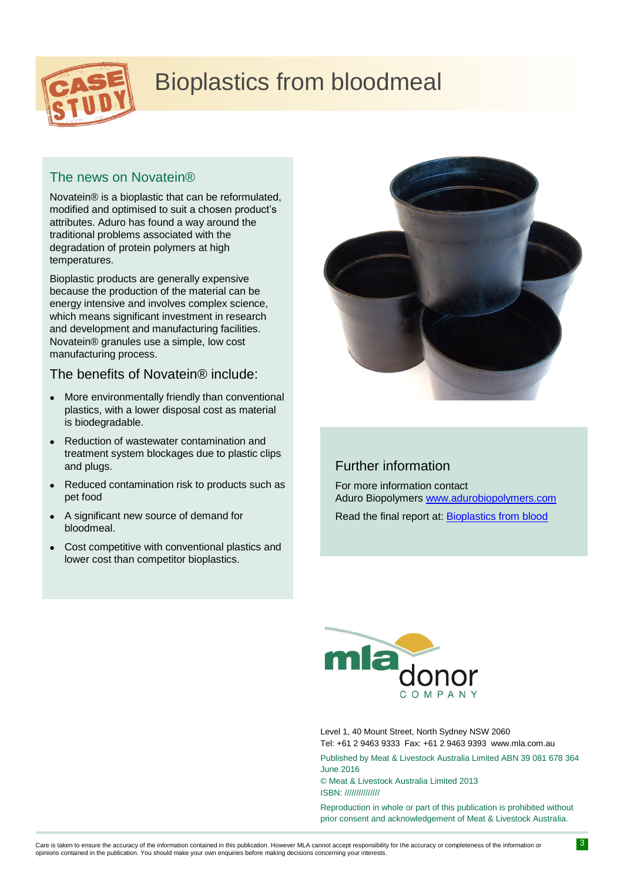# Bioplastics from bloodmeal

## The news on Novatein®

Novatein® is a bioplastic that can be reformulated, modified and optimised to suit a chosen product's attributes. Aduro has found a way around the traditional problems associated with the degradation of protein polymers at high temperatures.

Bioplastic products are generally expensive because the production of the material can be energy intensive and involves complex science, which means significant investment in research and development and manufacturing facilities. Novatein® granules use a simple, low cost manufacturing process.

### The benefits of Novatein® include:

- More environmentally friendly than conventional plastics, with a lower disposal cost as material is biodegradable.
- Reduction of wastewater contamination and treatment system blockages due to plastic clips and plugs.
- Reduced contamination risk to products such as pet food
- A significant new source of demand for bloodmeal.
- Cost competitive with conventional plastics and lower cost than competitor bioplastics.

## Further information

For more information contact
Aduro Biopolymers [www.adurobiopolymers.com](www.adurobiopolymers.com)

Read the final report at: Bioplastics from blood

mla donor COMPANY

Level 1, 40 Mount Street, North Sydney NSW 2060
Tel: +61 2 9463 9333 Fax: +61 2 9463 9393 www.mla.com.au

Published by Meat & Livestock Australia Limited ABN 39 081 678 364
June 2016
© Meat & Livestock Australia Limited 2013
ISBN: //////////////

Reproduction in whole or part of this publication is prohibited without prior consent and acknowledgement of Meat & Livestock Australia.

Care is taken to ensure the accuracy of the information contained in this publication. However MLA cannot accept responsibility for the accuracy or completeness of the information or opinions contained in the publication. You should make your own enquiries before making decisions concerning your interests.